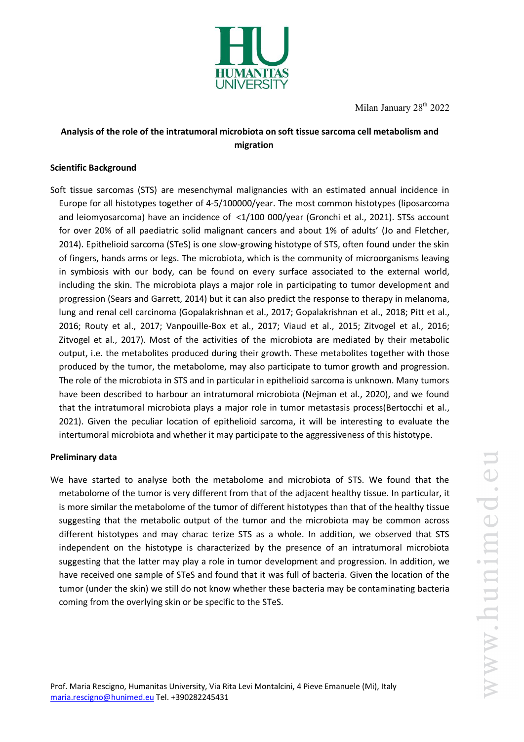HUMANITAS UNIVERSITY

Milan January 28th 2022

**Analysis of the role of the intratumoral microbiota on soft tissue sarcoma cell metabolism and migration**

**Scientific Background**

Soft tissue sarcomas (STS) are mesenchymal malignancies with an estimated annual incidence in Europe for all histotypes together of 4-5/100000/year. The most common histotypes (liposarcoma and leiomyosarcoma) have an incidence of <1/100 000/year (Gronchi et al., 2021). STSs account for over 20% of all paediatric solid malignant cancers and about 1% of adults' (Jo and Fletcher, 2014). Epithelioid sarcoma (STeS) is one slow-growing histotype of STS, often found under the skin of fingers, hands arms or legs. The microbiota, which is the community of microorganisms leaving in symbiosis with our body, can be found on every surface associated to the external world, including the skin. The microbiota plays a major role in participating to tumor development and progression (Sears and Garrett, 2014) but it can also predict the response to therapy in melanoma, lung and renal cell carcinoma (Gopalakrishnan et al., 2017; Gopalakrishnan et al., 2018; Pitt et al., 2016; Routy et al., 2017; Vanpouille-Box et al., 2017; Viaud et al., 2015; Zitvogel et al., 2016; Zitvogel et al., 2017). Most of the activities of the microbiota are mediated by their metabolic output, i.e. the metabolites produced during their growth. These metabolites together with those produced by the tumor, the metabolome, may also participate to tumor growth and progression. The role of the microbiota in STS and in particular in epithelioid sarcoma is unknown. Many tumors have been described to harbour an intratumoral microbiota (Nejman et al., 2020), and we found that the intratumoral microbiota plays a major role in tumor metastasis process(Bertocchi et al., 2021). Given the peculiar location of epithelioid sarcoma, it will be interesting to evaluate the intertumoral microbiota and whether it may participate to the aggressiveness of this histotype.

**Preliminary data**

We have started to analyse both the metabolome and microbiota of STS. We found that the metabolome of the tumor is very different from that of the adjacent healthy tissue. In particular, it is more similar the metabolome of the tumor of different histotypes than that of the healthy tissue suggesting that the metabolic output of the tumor and the microbiota may be common across different histotypes and may charac terize STS as a whole. In addition, we observed that STS independent on the histotype is characterized by the presence of an intratumoral microbiota suggesting that the latter may play a role in tumor development and progression. In addition, we have received one sample of STeS and found that it was full of bacteria. Given the location of the tumor (under the skin) we still do not know whether these bacteria may be contaminating bacteria coming from the overlying skin or be specific to the STeS.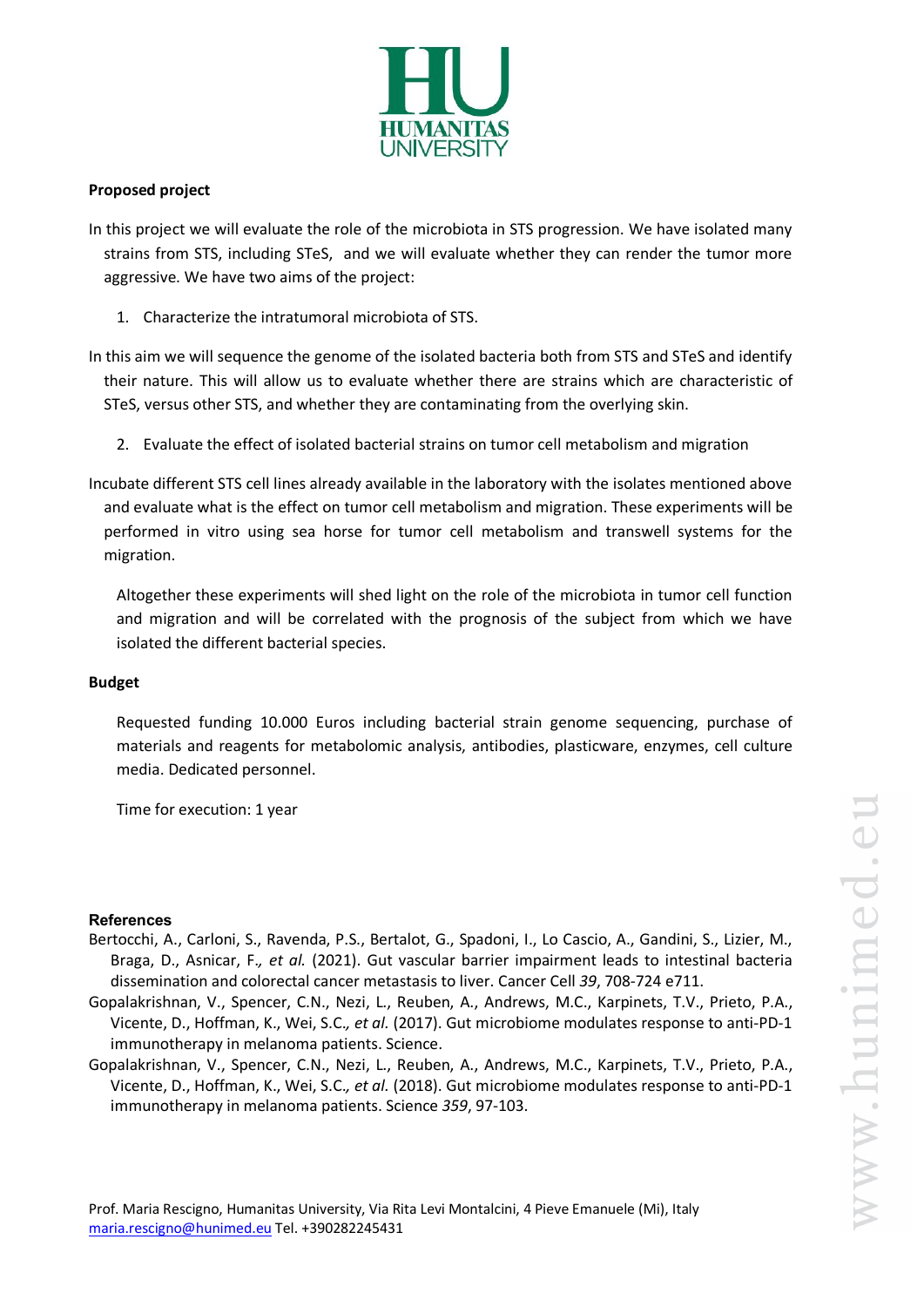**Proposed project**

In this project we will evaluate the role of the microbiota in STS progression. We have isolated many strains from STS, including STeS, and we will evaluate whether they can render the tumor more aggressive. We have two aims of the project:

1. Characterize the intratumoral microbiota of STS.

In this aim we will sequence the genome of the isolated bacteria both from STS and STeS and identify their nature. This will allow us to evaluate whether there are strains which are characteristic of STeS, versus other STS, and whether they are contaminating from the overlying skin.

2. Evaluate the effect of isolated bacterial strains on tumor cell metabolism and migration

Incubate different STS cell lines already available in the laboratory with the isolates mentioned above and evaluate what is the effect on tumor cell metabolism and migration. These experiments will be performed in vitro using sea horse for tumor cell metabolism and transwell systems for the migration.

Altogether these experiments will shed light on the role of the microbiota in tumor cell function and migration and will be correlated with the prognosis of the subject from which we have isolated the different bacterial species.

**Budget**

Requested funding 10.000 Euros including bacterial strain genome sequencing, purchase of materials and reagents for metabolomic analysis, antibodies, plasticware, enzymes, cell culture media. Dedicated personnel.

Time for execution: 1 year

**References**

Bertocchi, A., Carloni, S., Ravenda, P.S., Bertalot, G., Spadoni, I., Lo Cascio, A., Gandini, S., Lizier, M., Braga, D., Asnicar, F., *et al.* (2021). Gut vascular barrier impairment leads to intestinal bacteria dissemination and colorectal cancer metastasis to liver. Cancer Cell *39*, 708-724 e711.

Gopalakrishnan, V., Spencer, C.N., Nezi, L., Reuben, A., Andrews, M.C., Karpinets, T.V., Prieto, P.A., Vicente, D., Hoffman, K., Wei, S.C., *et al.* (2017). Gut microbiome modulates response to anti-PD-1 immunotherapy in melanoma patients. Science.

Gopalakrishnan, V., Spencer, C.N., Nezi, L., Reuben, A., Andrews, M.C., Karpinets, T.V., Prieto, P.A., Vicente, D., Hoffman, K., Wei, S.C., *et al.* (2018). Gut microbiome modulates response to anti-PD-1 immunotherapy in melanoma patients. Science *359*, 97-103.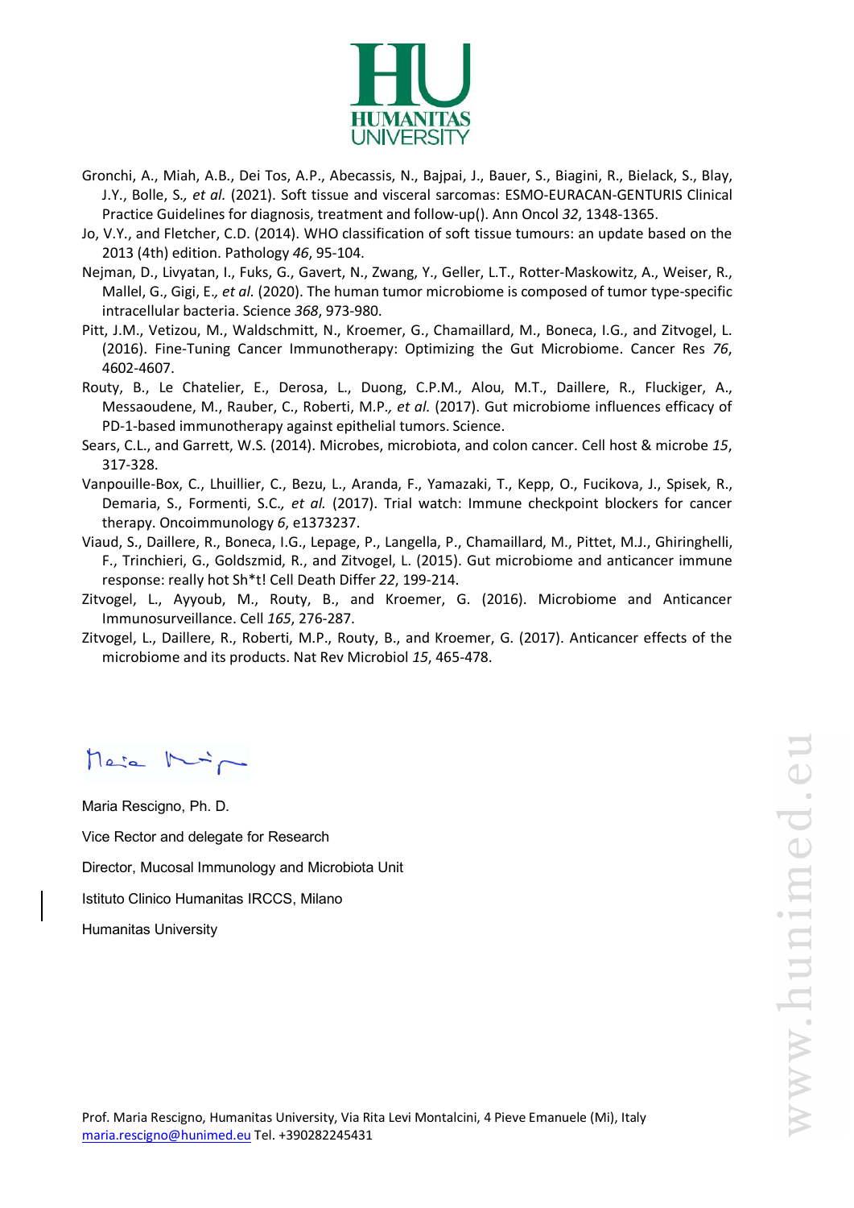Gronchi, A., Miah, A.B., Dei Tos, A.P., Abecassis, N., Bajpai, J., Bauer, S., Biagini, R., Bielack, S., Blay, J.Y., Bolle, S.*, et al.* (2021). Soft tissue and visceral sarcomas: ESMO-EURACAN-GENTURIS Clinical Practice Guidelines for diagnosis, treatment and follow-up(). Ann Oncol *32*, 1348-1365.

Jo, V.Y., and Fletcher, C.D. (2014). WHO classification of soft tissue tumours: an update based on the 2013 (4th) edition. Pathology *46*, 95-104.

Nejman, D., Livyatan, I., Fuks, G., Gavert, N., Zwang, Y., Geller, L.T., Rotter-Maskowitz, A., Weiser, R., Mallel, G., Gigi, E.*, et al.* (2020). The human tumor microbiome is composed of tumor type-specific intracellular bacteria. Science *368*, 973-980.

Pitt, J.M., Vetizou, M., Waldschmitt, N., Kroemer, G., Chamaillard, M., Boneca, I.G., and Zitvogel, L. (2016). Fine-Tuning Cancer Immunotherapy: Optimizing the Gut Microbiome. Cancer Res *76*, 4602-4607.

Routy, B., Le Chatelier, E., Derosa, L., Duong, C.P.M., Alou, M.T., Daillere, R., Fluckiger, A., Messaoudene, M., Rauber, C., Roberti, M.P.*, et al.* (2017). Gut microbiome influences efficacy of PD-1-based immunotherapy against epithelial tumors. Science.

Sears, C.L., and Garrett, W.S. (2014). Microbes, microbiota, and colon cancer. Cell host & microbe *15*, 317-328.

Vanpouille-Box, C., Lhuillier, C., Bezu, L., Aranda, F., Yamazaki, T., Kepp, O., Fucikova, J., Spisek, R., Demaria, S., Formenti, S.C.*, et al.* (2017). Trial watch: Immune checkpoint blockers for cancer therapy. Oncoimmunology *6*, e1373237.

Viaud, S., Daillere, R., Boneca, I.G., Lepage, P., Langella, P., Chamaillard, M., Pittet, M.J., Ghiringhelli, F., Trinchieri, G., Goldszmid, R., and Zitvogel, L. (2015). Gut microbiome and anticancer immune response: really hot Sh*t! Cell Death Differ *22*, 199-214.

Zitvogel, L., Ayyoub, M., Routy, B., and Kroemer, G. (2016). Microbiome and Anticancer Immunosurveillance. Cell *165*, 276-287.

Zitvogel, L., Daillere, R., Roberti, M.P., Routy, B., and Kroemer, G. (2017). Anticancer effects of the microbiome and its products. Nat Rev Microbiol *15*, 465-478.

Maria Rescigno, Ph. D.

Vice Rector and delegate for Research

Director, Mucosal Immunology and Microbiota Unit

Istituto Clinico Humanitas IRCCS, Milano

Humanitas University